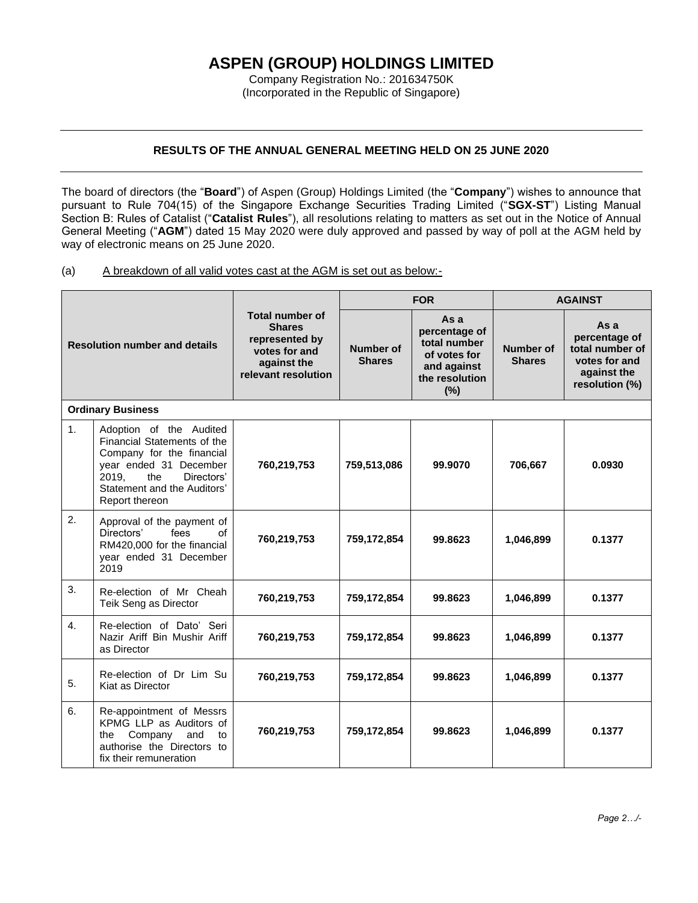# ASPEN (GROUP) HOLDINGS LIMITED

Company Registration No.: 201634750K
(Incorporated in the Republic of Singapore)

---

## RESULTS OF THE ANNUAL GENERAL MEETING HELD ON 25 JUNE 2020

---

The board of directors (the "**Board**") of Aspen (Group) Holdings Limited (the "**Company**") wishes to announce that pursuant to Rule 704(15) of the Singapore Exchange Securities Trading Limited ("**SGX-ST**") Listing Manual Section B: Rules of Catalist ("**Catalist Rules**"), all resolutions relating to matters as set out in the Notice of Annual General Meeting ("**AGM**") dated 15 May 2020 were duly approved and passed by way of poll at the AGM held by way of electronic means on 25 June 2020.

(a) A breakdown of all valid votes cast at the AGM is set out as below:-

| Resolution number and details | | Total number of Shares represented by votes for and against the relevant resolution | FOR | | AGAINST | |
|---|---|---|---|---|---|---|
| | | | Number of Shares | As a percentage of total number of votes for and against the resolution (%) | Number of Shares | As a percentage of total number of votes for and against the resolution (%) |
| **Ordinary Business** | | | | | | |
| 1. | Adoption of the Audited Financial Statements of the Company for the financial year ended 31 December 2019, the Directors' Statement and the Auditors' Report thereon | **760,219,753** | **759,513,086** | **99.9070** | **706,667** | **0.0930** |
| 2. | Approval of the payment of Directors' fees of RM420,000 for the financial year ended 31 December 2019 | **760,219,753** | **759,172,854** | **99.8623** | **1,046,899** | **0.1377** |
| 3. | Re-election of Mr Cheah Teik Seng as Director | **760,219,753** | **759,172,854** | **99.8623** | **1,046,899** | **0.1377** |
| 4. | Re-election of Dato' Seri Nazir Ariff Bin Mushir Ariff as Director | **760,219,753** | **759,172,854** | **99.8623** | **1,046,899** | **0.1377** |
| 5. | Re-election of Dr Lim Su Kiat as Director | **760,219,753** | **759,172,854** | **99.8623** | **1,046,899** | **0.1377** |
| 6. | Re-appointment of Messrs KPMG LLP as Auditors of the Company and to authorise the Directors to fix their remuneration | **760,219,753** | **759,172,854** | **99.8623** | **1,046,899** | **0.1377** |

*Page 2…/-*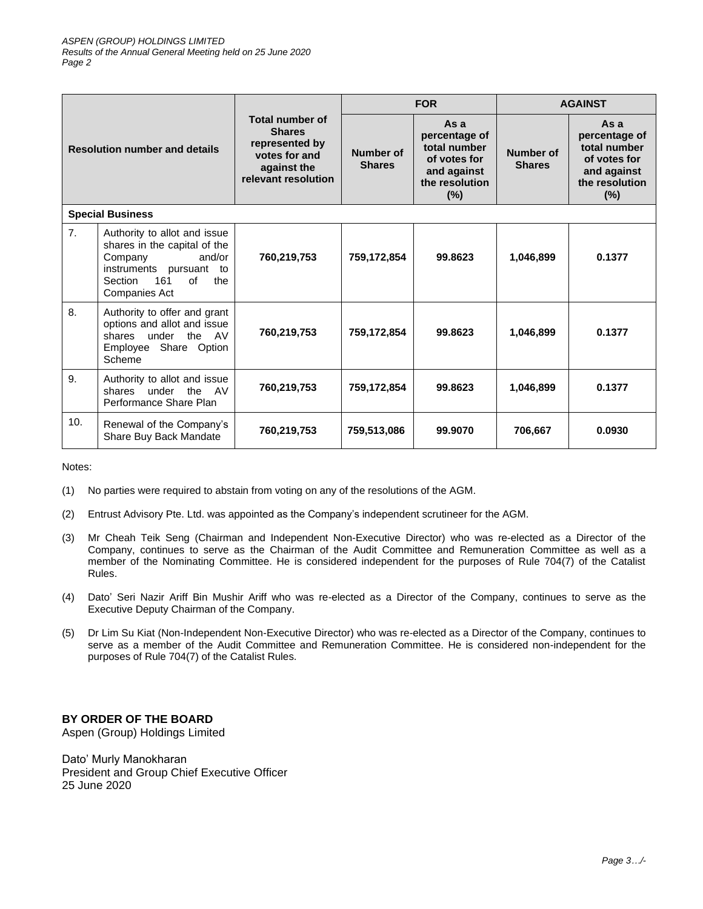| Resolution number and details | | Total number of Shares represented by votes for and against the relevant resolution | FOR | | AGAINST | |
|---|---|---|---|---|---|---|
| | | | Number of Shares | As a percentage of total number of votes for and against the resolution (%) | Number of Shares | As a percentage of total number of votes for and against the resolution (%) |
| **Special Business** | | | | | | |
| 7. | Authority to allot and issue shares in the capital of the Company and/or instruments pursuant to Section 161 of the Companies Act | **760,219,753** | **759,172,854** | **99.8623** | **1,046,899** | **0.1377** |
| 8. | Authority to offer and grant options and allot and issue shares under the AV Employee Share Option Scheme | **760,219,753** | **759,172,854** | **99.8623** | **1,046,899** | **0.1377** |
| 9. | Authority to allot and issue shares under the AV Performance Share Plan | **760,219,753** | **759,172,854** | **99.8623** | **1,046,899** | **0.1377** |
| 10. | Renewal of the Company's Share Buy Back Mandate | **760,219,753** | **759,513,086** | **99.9070** | **706,667** | **0.0930** |

Notes:

(1) No parties were required to abstain from voting on any of the resolutions of the AGM.

(2) Entrust Advisory Pte. Ltd. was appointed as the Company's independent scrutineer for the AGM.

(3) Mr Cheah Teik Seng (Chairman and Independent Non-Executive Director) who was re-elected as a Director of the Company, continues to serve as the Chairman of the Audit Committee and Remuneration Committee as well as a member of the Nominating Committee. He is considered independent for the purposes of Rule 704(7) of the Catalist Rules.

(4) Dato' Seri Nazir Ariff Bin Mushir Ariff who was re-elected as a Director of the Company, continues to serve as the Executive Deputy Chairman of the Company.

(5) Dr Lim Su Kiat (Non-Independent Non-Executive Director) who was re-elected as a Director of the Company, continues to serve as a member of the Audit Committee and Remuneration Committee. He is considered non-independent for the purposes of Rule 704(7) of the Catalist Rules.

**BY ORDER OF THE BOARD**
Aspen (Group) Holdings Limited

Dato' Murly Manokharan
President and Group Chief Executive Officer
25 June 2020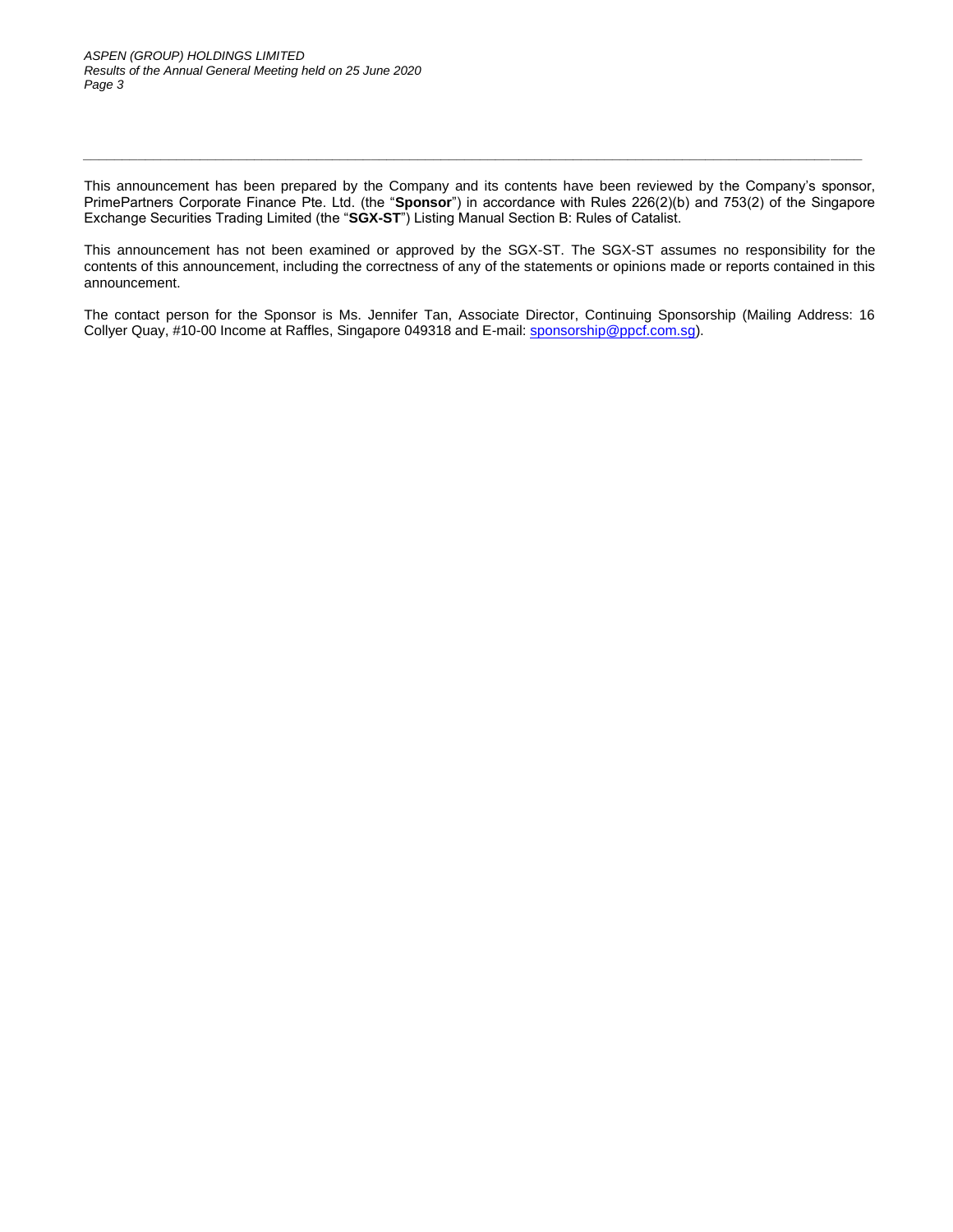This announcement has been prepared by the Company and its contents have been reviewed by the Company's sponsor, PrimePartners Corporate Finance Pte. Ltd. (the "**Sponsor**") in accordance with Rules 226(2)(b) and 753(2) of the Singapore Exchange Securities Trading Limited (the "**SGX-ST**") Listing Manual Section B: Rules of Catalist.

This announcement has not been examined or approved by the SGX-ST. The SGX-ST assumes no responsibility for the contents of this announcement, including the correctness of any of the statements or opinions made or reports contained in this announcement.

The contact person for the Sponsor is Ms. Jennifer Tan, Associate Director, Continuing Sponsorship (Mailing Address: 16 Collyer Quay, #10-00 Income at Raffles, Singapore 049318 and E-mail: sponsorship@ppcf.com.sg).